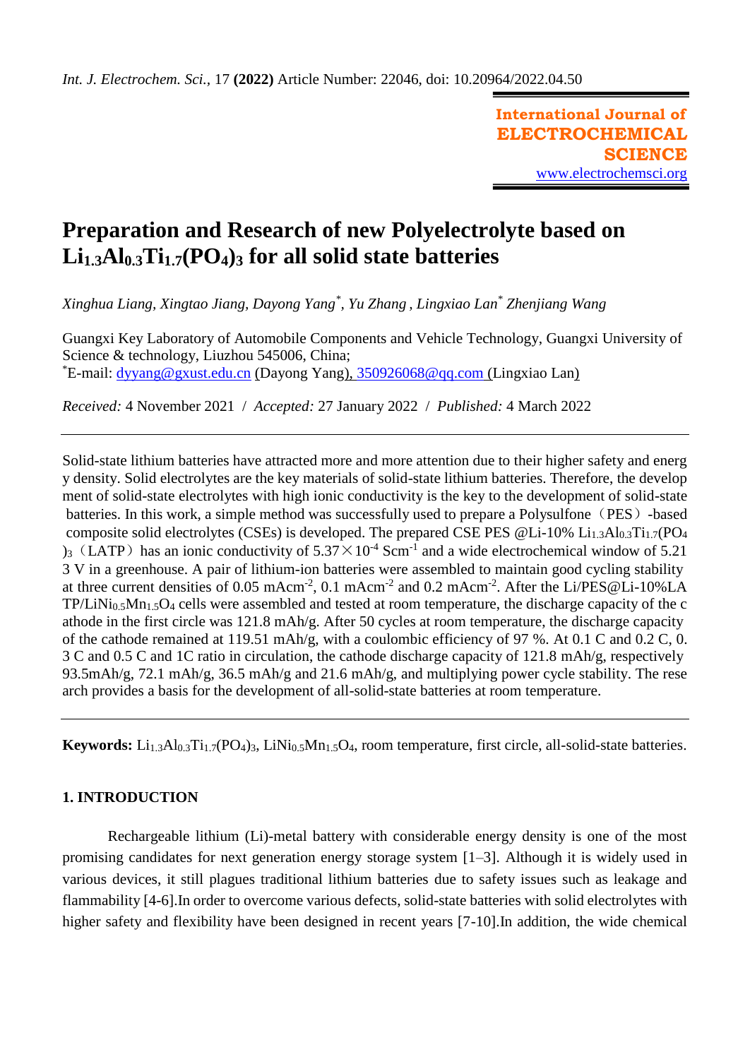# Preparation and Research of new Polyelectrolyte based on $Li_{1.3}Al_{0.3}Ti_{1.7}(PO_4)_3$ for all solid state batteries

*Xinghua Liang, Xingtao Jiang, Dayong Yang*, Yu Zhang , Lingxiao Lan* Zhenjiang Wang*

Guangxi Key Laboratory of Automobile Components and Vehicle Technology, Guangxi University of Science & technology, Liuzhou 545006, China;
*E-mail: dyyang@gxust.edu.cn (Dayong Yang), 350926068@qq.com (Lingxiao Lan)

*Received:* 4 November 2021 / *Accepted:* 27 January 2022 / *Published:* 4 March 2022

---

Solid-state lithium batteries have attracted more and more attention due to their higher safety and energ y density. Solid electrolytes are the key materials of solid-state lithium batteries. Therefore, the develop ment of solid-state electrolytes with high ionic conductivity is the key to the development of solid-state batteries. In this work, a simple method was successfully used to prepare a Polysulfone（PES）-based composite solid electrolytes (CSEs) is developed. The prepared CSE PES @Li-10% $Li_{1.3}Al_{0.3}Ti_{1.7}(PO_4)_3$（LATP）has an ionic conductivity of $5.37\times10^{-4}$ $Scm^{-1}$ and a wide electrochemical window of 5.21 3 V in a greenhouse. A pair of lithium-ion batteries were assembled to maintain good cycling stability at three current densities of 0.05 $mAcm^{-2}$, 0.1 $mAcm^{-2}$ and 0.2 $mAcm^{-2}$. After the Li/PES@Li-10%LATP/$LiNi_{0.5}Mn_{1.5}O_4$ cells were assembled and tested at room temperature, the discharge capacity of the c athode in the first circle was 121.8 mAh/g. After 50 cycles at room temperature, the discharge capacity of the cathode remained at 119.51 mAh/g, with a coulombic efficiency of 97 %. At 0.1 C and 0.2 C, 0. 3 C and 0.5 C and 1C ratio in circulation, the cathode discharge capacity of 121.8 mAh/g, respectively 93.5mAh/g, 72.1 mAh/g, 36.5 mAh/g and 21.6 mAh/g, and multiplying power cycle stability. The rese arch provides a basis for the development of all-solid-state batteries at room temperature.

---

**Keywords:** $Li_{1.3}Al_{0.3}Ti_{1.7}(PO_4)_3$, $LiNi_{0.5}Mn_{1.5}O_4$, room temperature, first circle, all-solid-state batteries.

## 1. INTRODUCTION

Rechargeable lithium (Li)-metal battery with considerable energy density is one of the most promising candidates for next generation energy storage system [1–3]. Although it is widely used in various devices, it still plagues traditional lithium batteries due to safety issues such as leakage and flammability [4-6].In order to overcome various defects, solid-state batteries with solid electrolytes with higher safety and flexibility have been designed in recent years [7-10].In addition, the wide chemical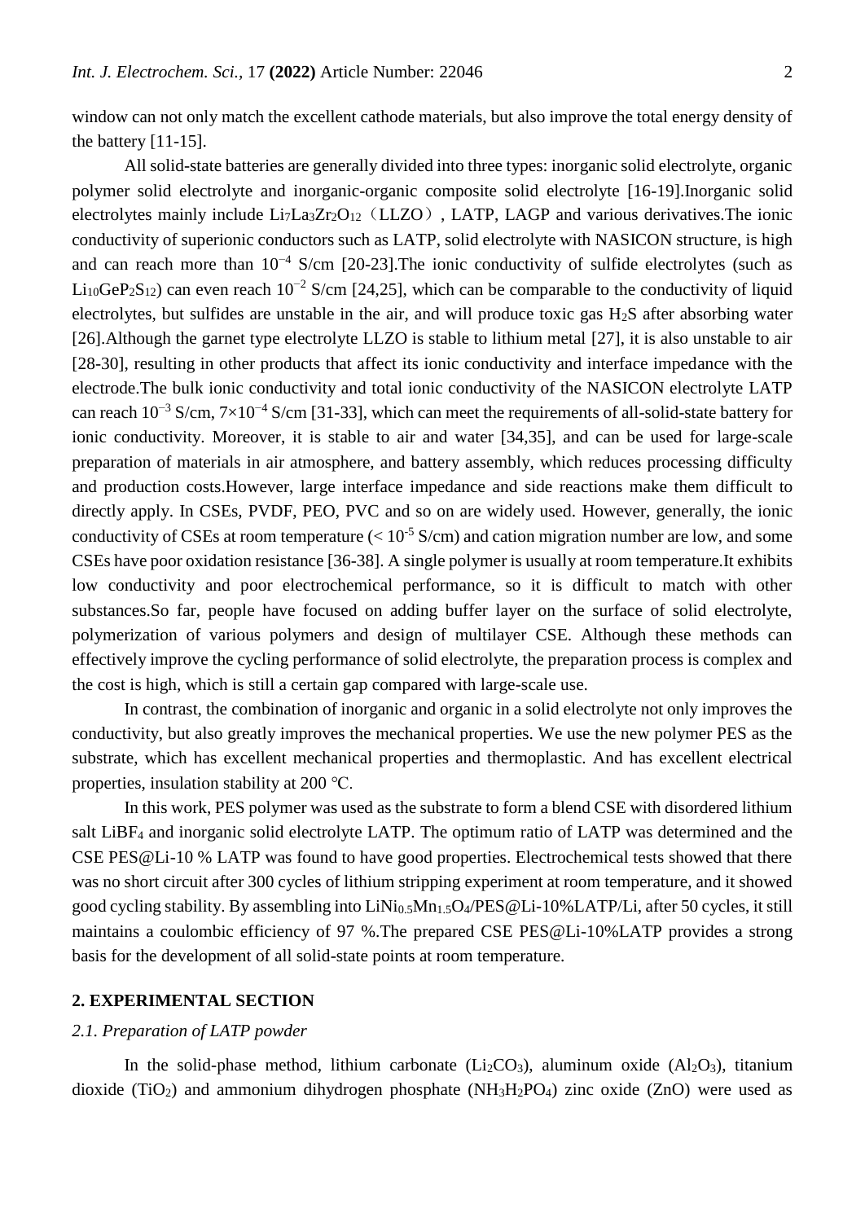window can not only match the excellent cathode materials, but also improve the total energy density of the battery [11-15].

All solid-state batteries are generally divided into three types: inorganic solid electrolyte, organic polymer solid electrolyte and inorganic-organic composite solid electrolyte [16-19].Inorganic solid electrolytes mainly include $Li_7La_3Zr_2O_{12}$（LLZO）, LATP, LAGP and various derivatives.The ionic conductivity of superionic conductors such as LATP, solid electrolyte with NASICON structure, is high and can reach more than $10^{-4}$ S/cm [20-23].The ionic conductivity of sulfide electrolytes (such as $Li_{10}GeP_2S_{12}$) can even reach $10^{-2}$ S/cm [24,25], which can be comparable to the conductivity of liquid electrolytes, but sulfides are unstable in the air, and will produce toxic gas $H_2S$ after absorbing water [26].Although the garnet type electrolyte LLZO is stable to lithium metal [27], it is also unstable to air [28-30], resulting in other products that affect its ionic conductivity and interface impedance with the electrode.The bulk ionic conductivity and total ionic conductivity of the NASICON electrolyte LATP can reach $10^{-3}$ S/cm, $7\times10^{-4}$ S/cm [31-33], which can meet the requirements of all-solid-state battery for ionic conductivity. Moreover, it is stable to air and water [34,35], and can be used for large-scale preparation of materials in air atmosphere, and battery assembly, which reduces processing difficulty and production costs.However, large interface impedance and side reactions make them difficult to directly apply. In CSEs, PVDF, PEO, PVC and so on are widely used. However, generally, the ionic conductivity of CSEs at room temperature ($< 10^{-5}$ S/cm) and cation migration number are low, and some CSEs have poor oxidation resistance [36-38]. A single polymer is usually at room temperature.It exhibits low conductivity and poor electrochemical performance, so it is difficult to match with other substances.So far, people have focused on adding buffer layer on the surface of solid electrolyte, polymerization of various polymers and design of multilayer CSE. Although these methods can effectively improve the cycling performance of solid electrolyte, the preparation process is complex and the cost is high, which is still a certain gap compared with large-scale use.

In contrast, the combination of inorganic and organic in a solid electrolyte not only improves the conductivity, but also greatly improves the mechanical properties. We use the new polymer PES as the substrate, which has excellent mechanical properties and thermoplastic. And has excellent electrical properties, insulation stability at 200 ℃.

In this work, PES polymer was used as the substrate to form a blend CSE with disordered lithium salt $LiBF_4$ and inorganic solid electrolyte LATP. The optimum ratio of LATP was determined and the CSE PES@Li-10 % LATP was found to have good properties. Electrochemical tests showed that there was no short circuit after 300 cycles of lithium stripping experiment at room temperature, and it showed good cycling stability. By assembling into $LiNi_{0.5}Mn_{1.5}O_4$/PES@Li-10%LATP/Li, after 50 cycles, it still maintains a coulombic efficiency of 97 %.The prepared CSE PES@Li-10%LATP provides a strong basis for the development of all solid-state points at room temperature.

## 2. EXPERIMENTAL SECTION

### *2.1. Preparation of LATP powder*

In the solid-phase method, lithium carbonate ($Li_2CO_3$), aluminum oxide ($Al_2O_3$), titanium dioxide ($TiO_2$) and ammonium dihydrogen phosphate ($NH_3H_2PO_4$) zinc oxide (ZnO) were used as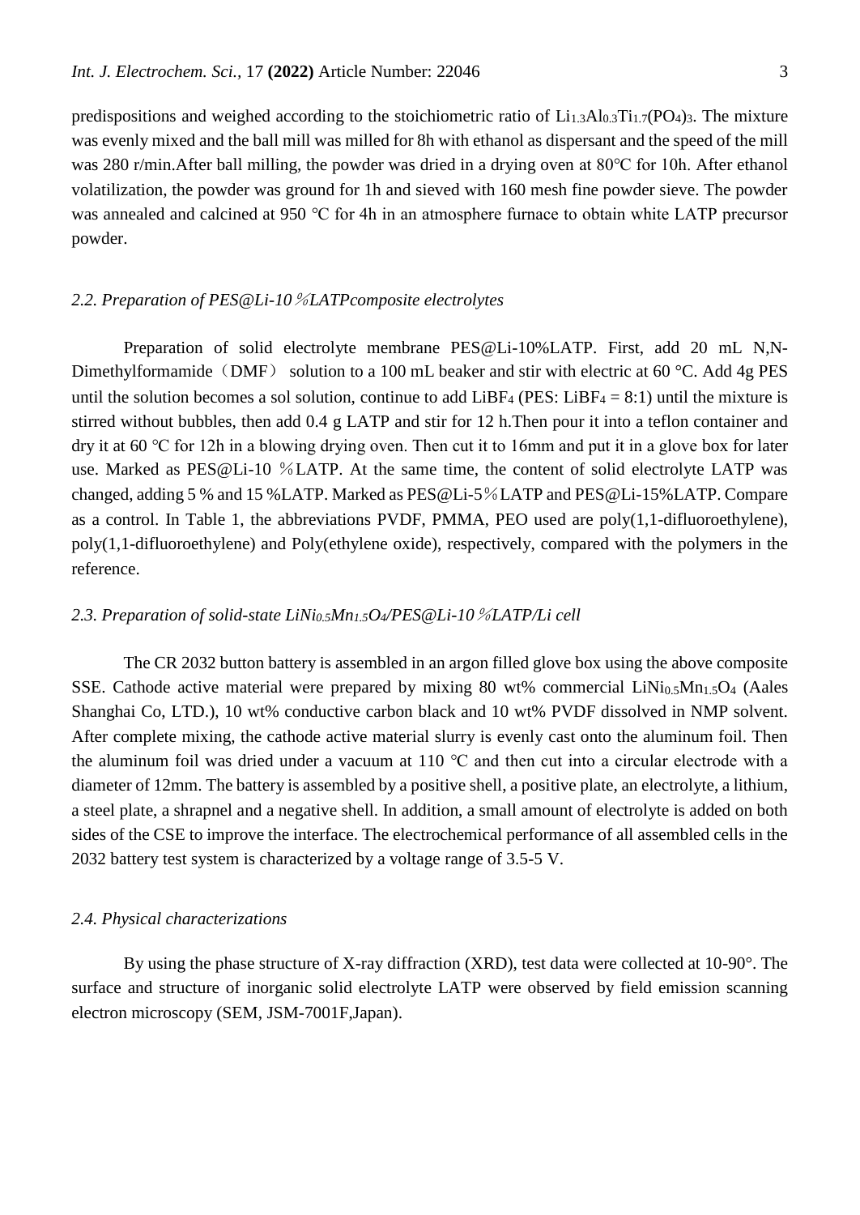predispositions and weighed according to the stoichiometric ratio of $Li_{1.3}Al_{0.3}Ti_{1.7}(PO_4)_3$. The mixture was evenly mixed and the ball mill was milled for 8h with ethanol as dispersant and the speed of the mill was 280 r/min.After ball milling, the powder was dried in a drying oven at 80°C for 10h. After ethanol volatilization, the powder was ground for 1h and sieved with 160 mesh fine powder sieve. The powder was annealed and calcined at 950 ℃ for 4h in an atmosphere furnace to obtain white LATP precursor powder.

### *2.2. Preparation of PES@Li-10％LATPcomposite electrolytes*

Preparation of solid electrolyte membrane PES@Li-10%LATP. First, add 20 mL N,N-Dimethylformamide（DMF） solution to a 100 mL beaker and stir with electric at 60 °C. Add 4g PES until the solution becomes a sol solution, continue to add $LiBF_4$ (PES: $LiBF_4$ = 8:1) until the mixture is stirred without bubbles, then add 0.4 g LATP and stir for 12 h.Then pour it into a teflon container and dry it at 60 ℃ for 12h in a blowing drying oven. Then cut it to 16mm and put it in a glove box for later use. Marked as PES@Li-10 ％LATP. At the same time, the content of solid electrolyte LATP was changed, adding 5 % and 15 %LATP. Marked as PES@Li-5％LATP and PES@Li-15%LATP. Compare as a control. In Table 1, the abbreviations PVDF, PMMA, PEO used are poly(1,1-difluoroethylene), poly(1,1-difluoroethylene) and Poly(ethylene oxide), respectively, compared with the polymers in the reference.

### *2.3. Preparation of solid-state $LiNi_{0.5}Mn_{1.5}O_4$/PES@Li-10％LATP/Li cell*

The CR 2032 button battery is assembled in an argon filled glove box using the above composite SSE. Cathode active material were prepared by mixing 80 wt% commercial $LiNi_{0.5}Mn_{1.5}O_4$ (Aales Shanghai Co, LTD.), 10 wt% conductive carbon black and 10 wt% PVDF dissolved in NMP solvent. After complete mixing, the cathode active material slurry is evenly cast onto the aluminum foil. Then the aluminum foil was dried under a vacuum at 110 ℃ and then cut into a circular electrode with a diameter of 12mm. The battery is assembled by a positive shell, a positive plate, an electrolyte, a lithium, a steel plate, a shrapnel and a negative shell. In addition, a small amount of electrolyte is added on both sides of the CSE to improve the interface. The electrochemical performance of all assembled cells in the 2032 battery test system is characterized by a voltage range of 3.5-5 V.

### *2.4. Physical characterizations*

By using the phase structure of X-ray diffraction (XRD), test data were collected at 10-90°. The surface and structure of inorganic solid electrolyte LATP were observed by field emission scanning electron microscopy (SEM, JSM-7001F,Japan).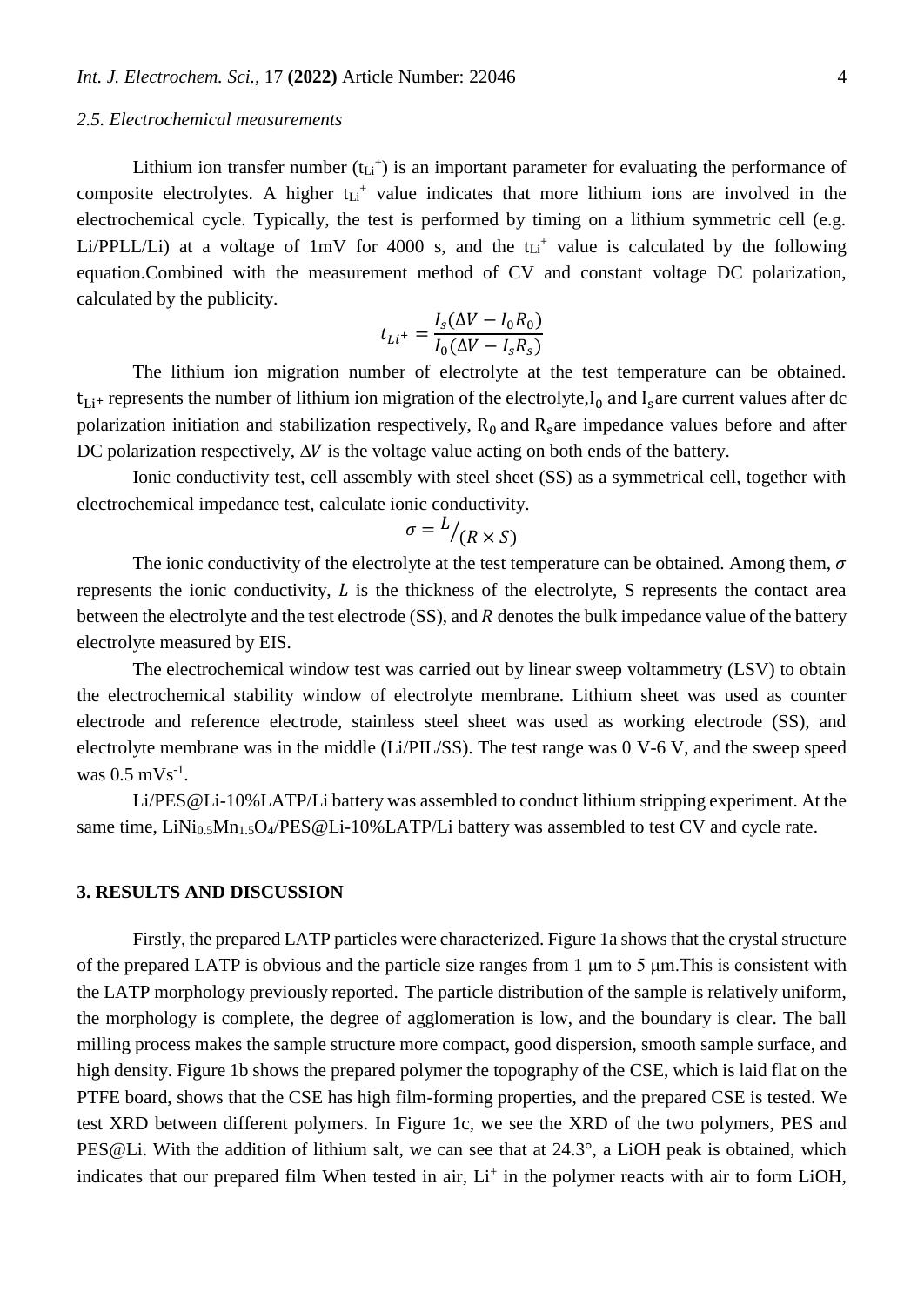*2.5. Electrochemical measurements*

Lithium ion transfer number ($t_{Li^+}$) is an important parameter for evaluating the performance of composite electrolytes. A higher $t_{Li^+}$ value indicates that more lithium ions are involved in the electrochemical cycle. Typically, the test is performed by timing on a lithium symmetric cell (e.g. Li/PPLL/Li) at a voltage of 1mV for 4000 s, and the $t_{Li^+}$ value is calculated by the following equation.Combined with the measurement method of CV and constant voltage DC polarization, calculated by the publicity.

$$t_{Li^+} = \frac{I_s(\Delta V - I_0 R_0)}{I_0(\Delta V - I_s R_s)}$$

The lithium ion migration number of electrolyte at the test temperature can be obtained. $t_{Li^+}$ represents the number of lithium ion migration of the electrolyte,$I_0$ and $I_s$ are current values after dc polarization initiation and stabilization respectively, $R_0$ and $R_s$ are impedance values before and after DC polarization respectively, $\Delta V$ is the voltage value acting on both ends of the battery.

Ionic conductivity test, cell assembly with steel sheet (SS) as a symmetrical cell, together with electrochemical impedance test, calculate ionic conductivity.

$$\sigma = L/(R \times S)$$

The ionic conductivity of the electrolyte at the test temperature can be obtained. Among them, $\sigma$ represents the ionic conductivity, $L$ is the thickness of the electrolyte, S represents the contact area between the electrolyte and the test electrode (SS), and $R$ denotes the bulk impedance value of the battery electrolyte measured by EIS.

The electrochemical window test was carried out by linear sweep voltammetry (LSV) to obtain the electrochemical stability window of electrolyte membrane. Lithium sheet was used as counter electrode and reference electrode, stainless steel sheet was used as working electrode (SS), and electrolyte membrane was in the middle (Li/PIL/SS). The test range was 0 V-6 V, and the sweep speed was 0.5 $mVs^{-1}$.

Li/PES@Li-10%LATP/Li battery was assembled to conduct lithium stripping experiment. At the same time, $LiNi_{0.5}Mn_{1.5}O_4$/PES@Li-10%LATP/Li battery was assembled to test CV and cycle rate.

## 3. RESULTS AND DISCUSSION

Firstly, the prepared LATP particles were characterized. Figure 1a shows that the crystal structure of the prepared LATP is obvious and the particle size ranges from 1 μm to 5 μm.This is consistent with the LATP morphology previously reported. The particle distribution of the sample is relatively uniform, the morphology is complete, the degree of agglomeration is low, and the boundary is clear. The ball milling process makes the sample structure more compact, good dispersion, smooth sample surface, and high density. Figure 1b shows the prepared polymer the topography of the CSE, which is laid flat on the PTFE board, shows that the CSE has high film-forming properties, and the prepared CSE is tested. We test XRD between different polymers. In Figure 1c, we see the XRD of the two polymers, PES and PES@Li. With the addition of lithium salt, we can see that at 24.3°, a LiOH peak is obtained, which indicates that our prepared film When tested in air, $Li^+$ in the polymer reacts with air to form LiOH,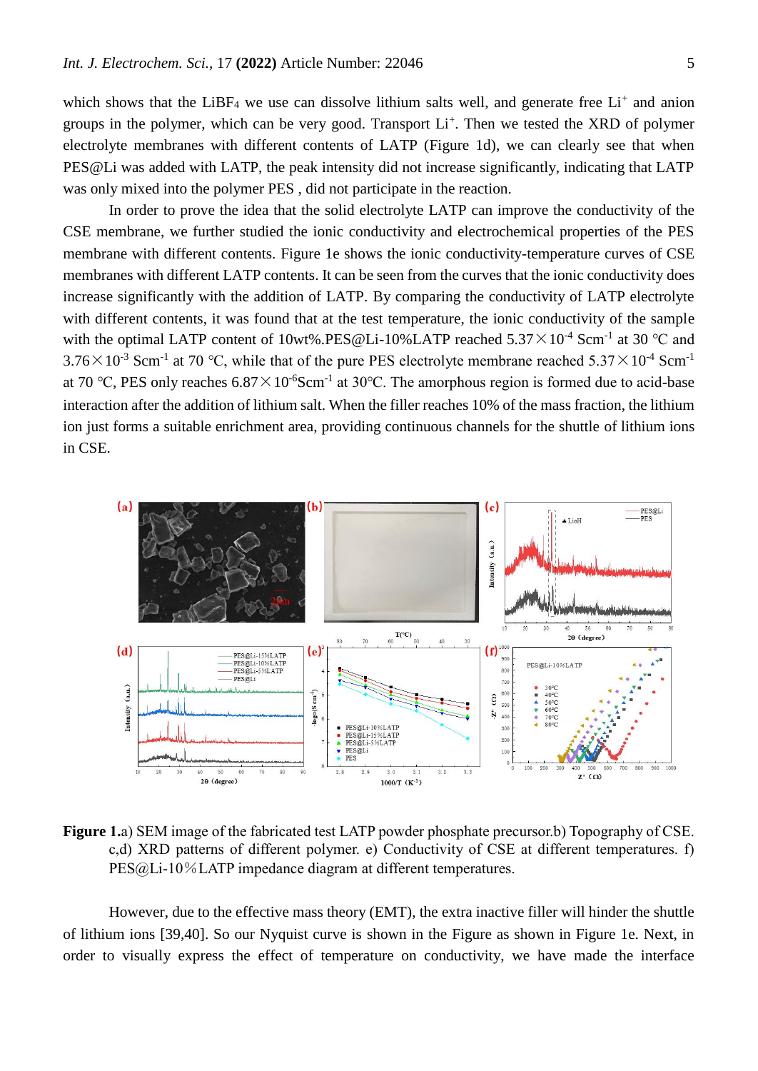which shows that the $LiBF_4$ we use can dissolve lithium salts well, and generate free $Li^+$ and anion groups in the polymer, which can be very good. Transport $Li^+$. Then we tested the XRD of polymer electrolyte membranes with different contents of LATP (Figure 1d), we can clearly see that when PES@Li was added with LATP, the peak intensity did not increase significantly, indicating that LATP was only mixed into the polymer PES , did not participate in the reaction.

In order to prove the idea that the solid electrolyte LATP can improve the conductivity of the CSE membrane, we further studied the ionic conductivity and electrochemical properties of the PES membrane with different contents. Figure 1e shows the ionic conductivity-temperature curves of CSE membranes with different LATP contents. It can be seen from the curves that the ionic conductivity does increase significantly with the addition of LATP. By comparing the conductivity of LATP electrolyte with different contents, it was found that at the test temperature, the ionic conductivity of the sample with the optimal LATP content of 10wt%.PES@Li-10%LATP reached $5.37\times10^{-4}$ $Scm^{-1}$ at 30 ℃ and $3.76\times10^{-3}$ $Scm^{-1}$ at 70 ℃, while that of the pure PES electrolyte membrane reached $5.37\times10^{-4}$ $Scm^{-1}$ at 70 ℃, PES only reaches $6.87\times10^{-6}$$Scm^{-1}$ at 30℃. The amorphous region is formed due to acid-base interaction after the addition of lithium salt. When the filler reaches 10% of the mass fraction, the lithium ion just forms a suitable enrichment area, providing continuous channels for the shuttle of lithium ions in CSE.

**Figure 1.**a) SEM image of the fabricated test LATP powder phosphate precursor.b) Topography of CSE. c,d) XRD patterns of different polymer. e) Conductivity of CSE at different temperatures. f) PES@Li-10％LATP impedance diagram at different temperatures.

However, due to the effective mass theory (EMT), the extra inactive filler will hinder the shuttle of lithium ions [39,40]. So our Nyquist curve is shown in the Figure as shown in Figure 1e. Next, in order to visually express the effect of temperature on conductivity, we have made the interface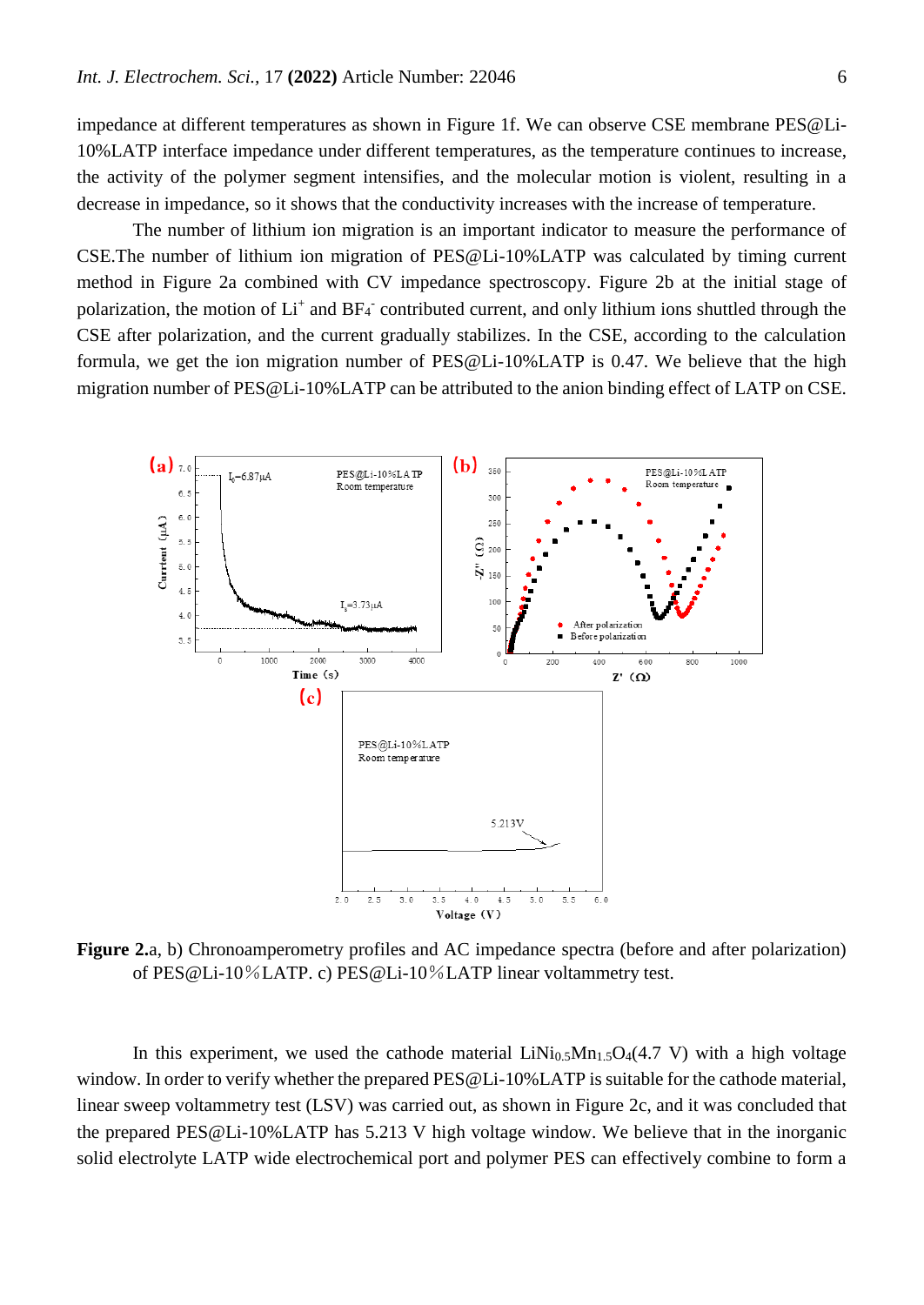impedance at different temperatures as shown in Figure 1f. We can observe CSE membrane PES@Li-10%LATP interface impedance under different temperatures, as the temperature continues to increase, the activity of the polymer segment intensifies, and the molecular motion is violent, resulting in a decrease in impedance, so it shows that the conductivity increases with the increase of temperature.

The number of lithium ion migration is an important indicator to measure the performance of CSE.The number of lithium ion migration of PES@Li-10%LATP was calculated by timing current method in Figure 2a combined with CV impedance spectroscopy. Figure 2b at the initial stage of polarization, the motion of $Li^+$ and $BF_4^-$ contributed current, and only lithium ions shuttled through the CSE after polarization, and the current gradually stabilizes. In the CSE, according to the calculation formula, we get the ion migration number of PES@Li-10%LATP is 0.47. We believe that the high migration number of PES@Li-10%LATP can be attributed to the anion binding effect of LATP on CSE.

**Figure 2.**a, b) Chronoamperometry profiles and AC impedance spectra (before and after polarization) of PES@Li-10%LATP. c) PES@Li-10%LATP linear voltammetry test.

In this experiment, we used the cathode material $LiNi_{0.5}Mn_{1.5}O_4$(4.7 V) with a high voltage window. In order to verify whether the prepared PES@Li-10%LATP is suitable for the cathode material, linear sweep voltammetry test (LSV) was carried out, as shown in Figure 2c, and it was concluded that the prepared PES@Li-10%LATP has 5.213 V high voltage window. We believe that in the inorganic solid electrolyte LATP wide electrochemical port and polymer PES can effectively combine to form a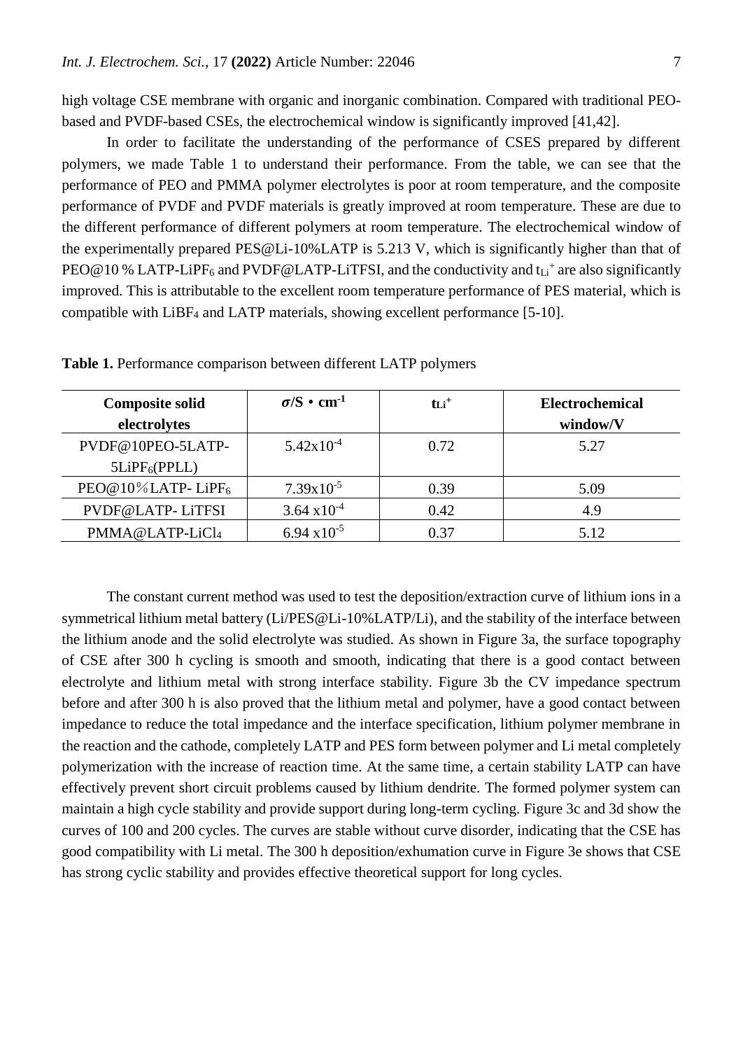high voltage CSE membrane with organic and inorganic combination. Compared with traditional PEO-based and PVDF-based CSEs, the electrochemical window is significantly improved [41,42].

In order to facilitate the understanding of the performance of CSES prepared by different polymers, we made Table 1 to understand their performance. From the table, we can see that the performance of PEO and PMMA polymer electrolytes is poor at room temperature, and the composite performance of PVDF and PVDF materials is greatly improved at room temperature. These are due to the different performance of different polymers at room temperature. The electrochemical window of the experimentally prepared PES@Li-10%LATP is 5.213 V, which is significantly higher than that of PEO@10 % LATP-$LiPF_6$ and PVDF@LATP-LiTFSI, and the conductivity and $t_{Li^+}$ are also significantly improved. This is attributable to the excellent room temperature performance of PES material, which is compatible with $LiBF_4$ and LATP materials, showing excellent performance [5-10].

**Table 1.** Performance comparison between different LATP polymers

| Composite solid electrolytes | $\sigma$/S • $cm^{-1}$ | $t_{Li^+}$ | Electrochemical window/V |
|---|---|---|---|
| PVDF@10PEO-5LATP-5$LiPF_6$(PPLL) | $5.42\times10^{-4}$ | 0.72 | 5.27 |
| PEO@10％LATP- $LiPF_6$ | $7.39\times10^{-5}$ | 0.39 | 5.09 |
| PVDF@LATP- LiTFSI | $3.64\times10^{-4}$ | 0.42 | 4.9 |
| PMMA@LATP-$LiCl_4$ | $6.94\times10^{-5}$ | 0.37 | 5.12 |

The constant current method was used to test the deposition/extraction curve of lithium ions in a symmetrical lithium metal battery (Li/PES@Li-10%LATP/Li), and the stability of the interface between the lithium anode and the solid electrolyte was studied. As shown in Figure 3a, the surface topography of CSE after 300 h cycling is smooth and smooth, indicating that there is a good contact between electrolyte and lithium metal with strong interface stability. Figure 3b the CV impedance spectrum before and after 300 h is also proved that the lithium metal and polymer, have a good contact between impedance to reduce the total impedance and the interface specification, lithium polymer membrane in the reaction and the cathode, completely LATP and PES form between polymer and Li metal completely polymerization with the increase of reaction time. At the same time, a certain stability LATP can have effectively prevent short circuit problems caused by lithium dendrite. The formed polymer system can maintain a high cycle stability and provide support during long-term cycling. Figure 3c and 3d show the curves of 100 and 200 cycles. The curves are stable without curve disorder, indicating that the CSE has good compatibility with Li metal. The 300 h deposition/exhumation curve in Figure 3e shows that CSE has strong cyclic stability and provides effective theoretical support for long cycles.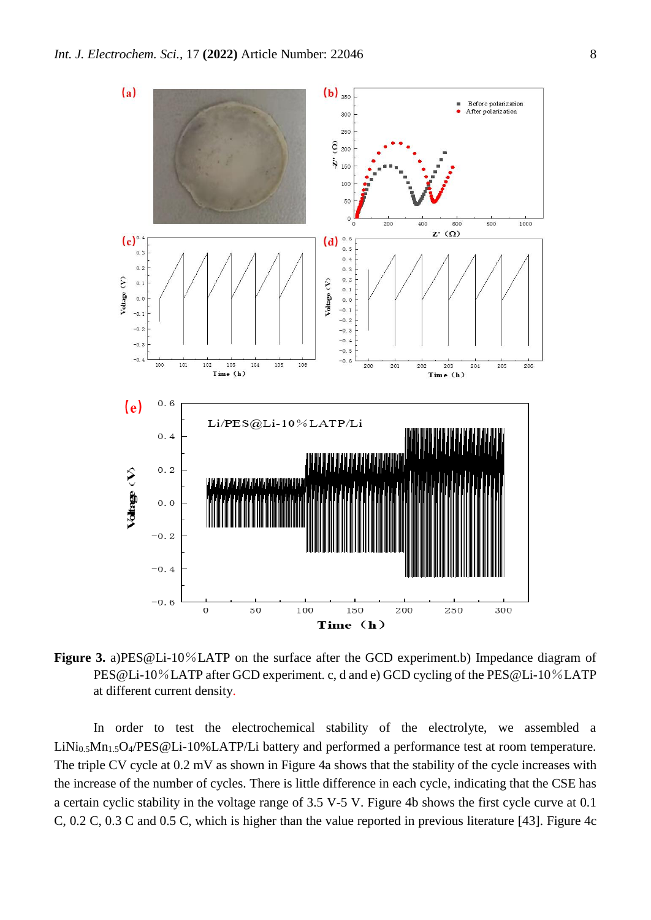**Figure 3.** a)PES@Li-10%LATP on the surface after the GCD experiment.b) Impedance diagram of PES@Li-10%LATP after GCD experiment. c, d and e) GCD cycling of the PES@Li-10%LATP at different current density.

In order to test the electrochemical stability of the electrolyte, we assembled a $LiNi_{0.5}Mn_{1.5}O_4$/PES@Li-10%LATP/Li battery and performed a performance test at room temperature. The triple CV cycle at 0.2 mV as shown in Figure 4a shows that the stability of the cycle increases with the increase of the number of cycles. There is little difference in each cycle, indicating that the CSE has a certain cyclic stability in the voltage range of 3.5 V-5 V. Figure 4b shows the first cycle curve at 0.1 C, 0.2 C, 0.3 C and 0.5 C, which is higher than the value reported in previous literature [43]. Figure 4c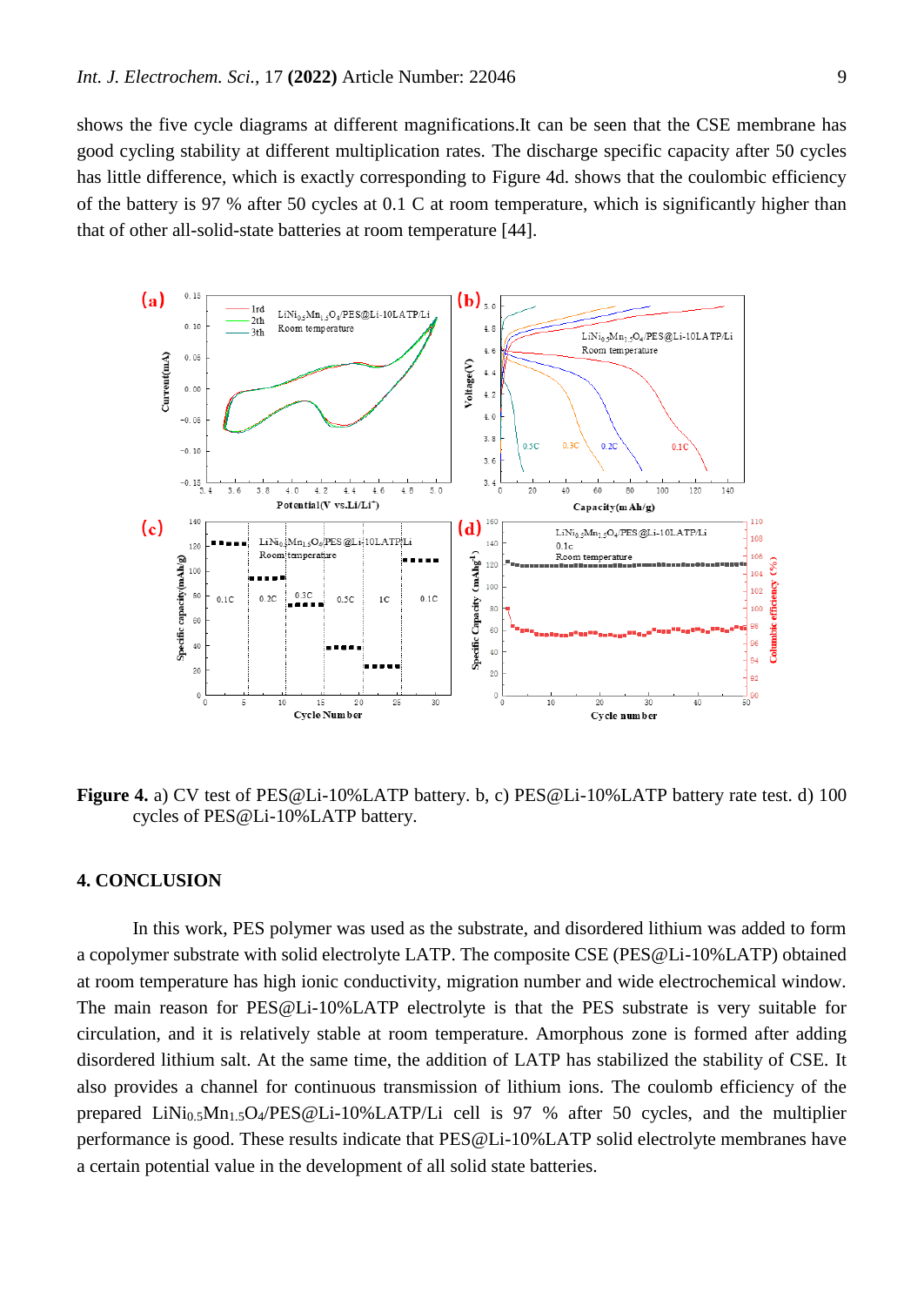shows the five cycle diagrams at different magnifications.It can be seen that the CSE membrane has good cycling stability at different multiplication rates. The discharge specific capacity after 50 cycles has little difference, which is exactly corresponding to Figure 4d. shows that the coulombic efficiency of the battery is 97 % after 50 cycles at 0.1 C at room temperature, which is significantly higher than that of other all-solid-state batteries at room temperature [44].

**Figure 4.** a) CV test of PES@Li-10%LATP battery. b, c) PES@Li-10%LATP battery rate test. d) 100 cycles of PES@Li-10%LATP battery.

## 4. CONCLUSION

In this work, PES polymer was used as the substrate, and disordered lithium was added to form a copolymer substrate with solid electrolyte LATP. The composite CSE (PES@Li-10%LATP) obtained at room temperature has high ionic conductivity, migration number and wide electrochemical window. The main reason for PES@Li-10%LATP electrolyte is that the PES substrate is very suitable for circulation, and it is relatively stable at room temperature. Amorphous zone is formed after adding disordered lithium salt. At the same time, the addition of LATP has stabilized the stability of CSE. It also provides a channel for continuous transmission of lithium ions. The coulomb efficiency of the prepared $LiNi_{0.5}Mn_{1.5}O_4$/PES@Li-10%LATP/Li cell is 97 % after 50 cycles, and the multiplier performance is good. These results indicate that PES@Li-10%LATP solid electrolyte membranes have a certain potential value in the development of all solid state batteries.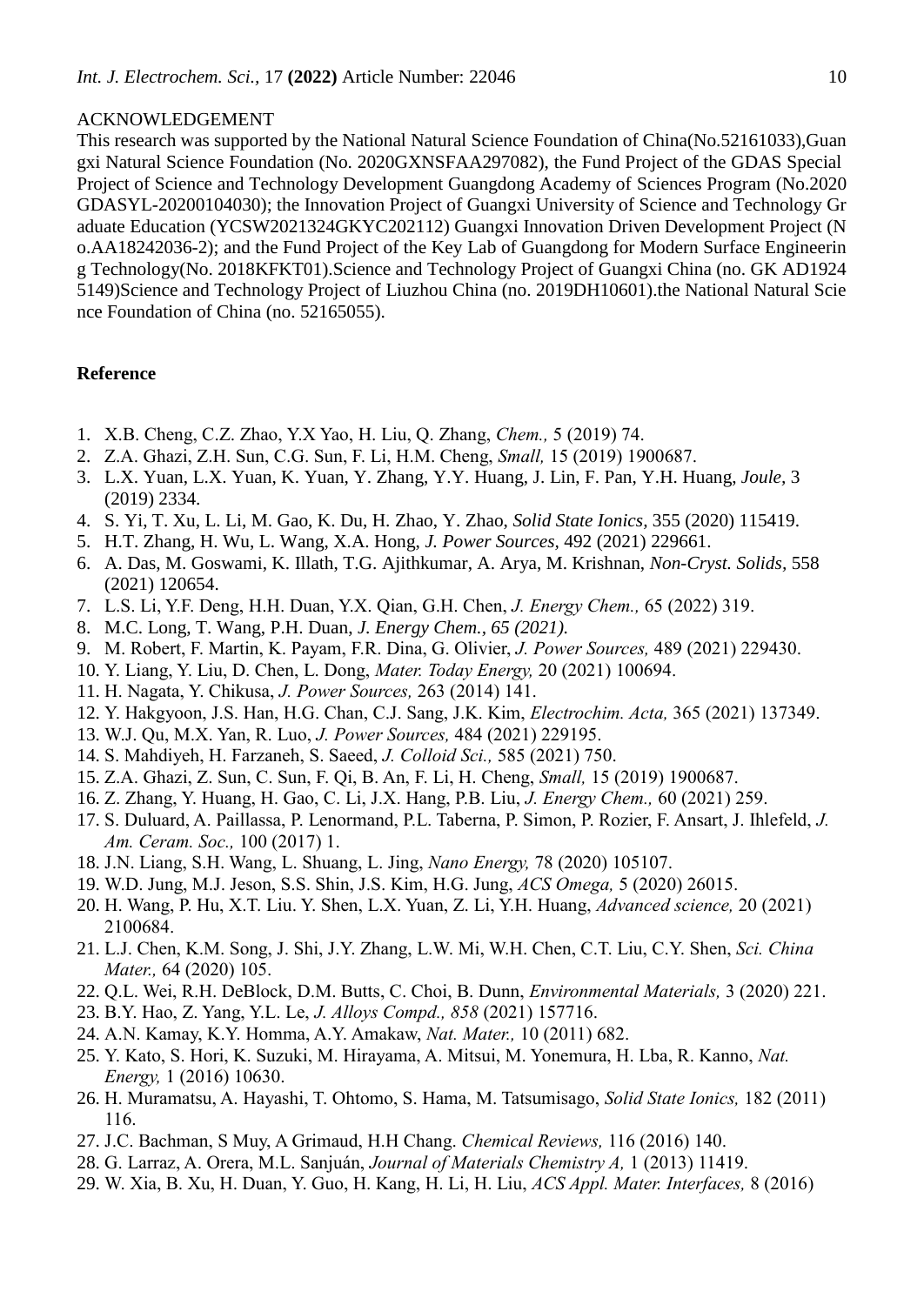ACKNOWLEDGEMENT

This research was supported by the National Natural Science Foundation of China(No.52161033),Guangxi Natural Science Foundation (No. 2020GXNSFAA297082), the Fund Project of the GDAS Special Project of Science and Technology Development Guangdong Academy of Sciences Program (No.2020GDASYL-20200104030); the Innovation Project of Guangxi University of Science and Technology Graduate Education (YCSW2021324GKYC202112) Guangxi Innovation Driven Development Project (No.AA18242036-2); and the Fund Project of the Key Lab of Guangdong for Modern Surface Engineering Technology(No. 2018KFKT01).Science and Technology Project of Guangxi China (no. GK AD19245149)Science and Technology Project of Liuzhou China (no. 2019DH10601).the National Natural Science Foundation of China (no. 52165055).

**Reference**

1. X.B. Cheng, C.Z. Zhao, Y.X Yao, H. Liu, Q. Zhang, *Chem.,* 5 (2019) 74.
2. Z.A. Ghazi, Z.H. Sun, C.G. Sun, F. Li, H.M. Cheng, *Small,* 15 (2019) 1900687.
3. L.X. Yuan, L.X. Yuan, K. Yuan, Y. Zhang, Y.Y. Huang, J. Lin, F. Pan, Y.H. Huang, *Joule*, 3 (2019) 2334.
4. S. Yi, T. Xu, L. Li, M. Gao, K. Du, H. Zhao, Y. Zhao, *Solid State Ionics,* 355 (2020) 115419.
5. H.T. Zhang, H. Wu, L. Wang, X.A. Hong, *J. Power Sources,* 492 (2021) 229661.
6. A. Das, M. Goswami, K. Illath, T.G. Ajithkumar, A. Arya, M. Krishnan, *Non-Cryst. Solids*, 558 (2021) 120654.
7. L.S. Li, Y.F. Deng, H.H. Duan, Y.X. Qian, G.H. Chen, *J. Energy Chem.,* 65 (2022) 319.
8. M.C. Long, T. Wang, P.H. Duan, *J. Energy Chem., 65 (2021).*
9. M. Robert, F. Martin, K. Payam, F.R. Dina, G. Olivier, *J. Power Sources,* 489 (2021) 229430.
10. Y. Liang, Y. Liu, D. Chen, L. Dong, *Mater. Today Energy,* 20 (2021) 100694.
11. H. Nagata, Y. Chikusa, *J. Power Sources,* 263 (2014) 141.
12. Y. Hakgyoon, J.S. Han, H.G. Chan, C.J. Sang, J.K. Kim, *Electrochim. Acta,* 365 (2021) 137349.
13. W.J. Qu, M.X. Yan, R. Luo, *J. Power Sources,* 484 (2021) 229195.
14. S. Mahdiyeh, H. Farzaneh, S. Saeed, *J. Colloid Sci.,* 585 (2021) 750.
15. Z.A. Ghazi, Z. Sun, C. Sun, F. Qi, B. An, F. Li, H. Cheng, *Small,* 15 (2019) 1900687.
16. Z. Zhang, Y. Huang, H. Gao, C. Li, J.X. Hang, P.B. Liu, *J. Energy Chem.,* 60 (2021) 259.
17. S. Duluard, A. Paillassa, P. Lenormand, P.L. Taberna, P. Simon, P. Rozier, F. Ansart, J. Ihlefeld, *J. Am. Ceram. Soc.,* 100 (2017) 1.
18. J.N. Liang, S.H. Wang, L. Shuang, L. Jing, *Nano Energy,* 78 (2020) 105107.
19. W.D. Jung, M.J. Jeson, S.S. Shin, J.S. Kim, H.G. Jung, *ACS Omega,* 5 (2020) 26015.
20. H. Wang, P. Hu, X.T. Liu. Y. Shen, L.X. Yuan, Z. Li, Y.H. Huang, *Advanced science,* 20 (2021) 2100684.
21. L.J. Chen, K.M. Song, J. Shi, J.Y. Zhang, L.W. Mi, W.H. Chen, C.T. Liu, C.Y. Shen, *Sci. China Mater.,* 64 (2020) 105.
22. Q.L. Wei, R.H. DeBlock, D.M. Butts, C. Choi, B. Dunn, *Environmental Materials,* 3 (2020) 221.
23. B.Y. Hao, Z. Yang, Y.L. Le, *J. Alloys Compd., 858* (2021) 157716.
24. A.N. Kamay, K.Y. Homma, A.Y. Amakaw, *Nat. Mater.,* 10 (2011) 682.
25. Y. Kato, S. Hori, K. Suzuki, M. Hirayama, A. Mitsui, M. Yonemura, H. Lba, R. Kanno, *Nat. Energy,* 1 (2016) 10630.
26. H. Muramatsu, A. Hayashi, T. Ohtomo, S. Hama, M. Tatsumisago, *Solid State Ionics,* 182 (2011) 116.
27. J.C. Bachman, S Muy, A Grimaud, H.H Chang. *Chemical Reviews,* 116 (2016) 140.
28. G. Larraz, A. Orera, M.L. Sanjuán, *Journal of Materials Chemistry A,* 1 (2013) 11419.
29. W. Xia, B. Xu, H. Duan, Y. Guo, H. Kang, H. Li, H. Liu, *ACS Appl. Mater. Interfaces,* 8 (2016)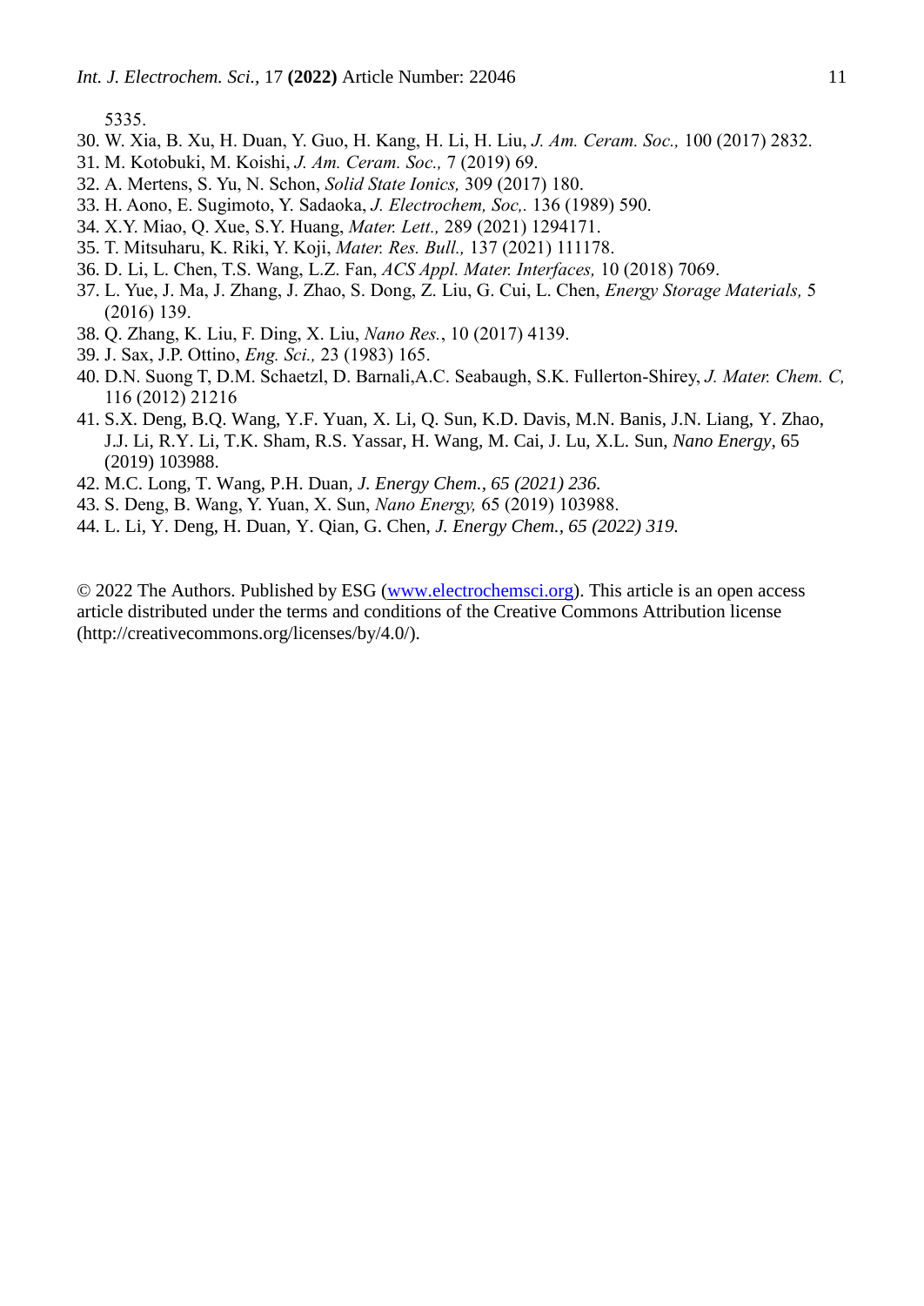5335.

30. W. Xia, B. Xu, H. Duan, Y. Guo, H. Kang, H. Li, H. Liu, *J. Am. Ceram. Soc.,* 100 (2017) 2832.
31. M. Kotobuki, M. Koishi, *J. Am. Ceram. Soc.,* 7 (2019) 69.
32. A. Mertens, S. Yu, N. Schon, *Solid State Ionics,* 309 (2017) 180.
33. H. Aono, E. Sugimoto, Y. Sadaoka, *J. Electrochem, Soc,.* 136 (1989) 590.
34. X.Y. Miao, Q. Xue, S.Y. Huang, *Mater. Lett.,* 289 (2021) 1294171.
35. T. Mitsuharu, K. Riki, Y. Koji, *Mater. Res. Bull.,* 137 (2021) 111178.
36. D. Li, L. Chen, T.S. Wang, L.Z. Fan, *ACS Appl. Mater. Interfaces,* 10 (2018) 7069.
37. L. Yue, J. Ma, J. Zhang, J. Zhao, S. Dong, Z. Liu, G. Cui, L. Chen, *Energy Storage Materials,* 5 (2016) 139.
38. Q. Zhang, K. Liu, F. Ding, X. Liu, *Nano Res.*, 10 (2017) 4139.
39. J. Sax, J.P. Ottino, *Eng. Sci.,* 23 (1983) 165.
40. D.N. Suong T, D.M. Schaetzl, D. Barnali,A.C. Seabaugh, S.K. Fullerton-Shirey, *J. Mater. Chem. C,* 116 (2012) 21216
41. S.X. Deng, B.Q. Wang, Y.F. Yuan, X. Li, Q. Sun, K.D. Davis, M.N. Banis, J.N. Liang, Y. Zhao, J.J. Li, R.Y. Li, T.K. Sham, R.S. Yassar, H. Wang, M. Cai, J. Lu, X.L. Sun, *Nano Energy*, 65 (2019) 103988.
42. M.C. Long, T. Wang, P.H. Duan, *J. Energy Chem., 65 (2021) 236.*
43. S. Deng, B. Wang, Y. Yuan, X. Sun, *Nano Energy,* 65 (2019) 103988.
44. L. Li, Y. Deng, H. Duan, Y. Qian, G. Chen, *J. Energy Chem., 65 (2022) 319.*

© 2022 The Authors. Published by ESG (www.electrochemsci.org). This article is an open access article distributed under the terms and conditions of the Creative Commons Attribution license (http://creativecommons.org/licenses/by/4.0/).